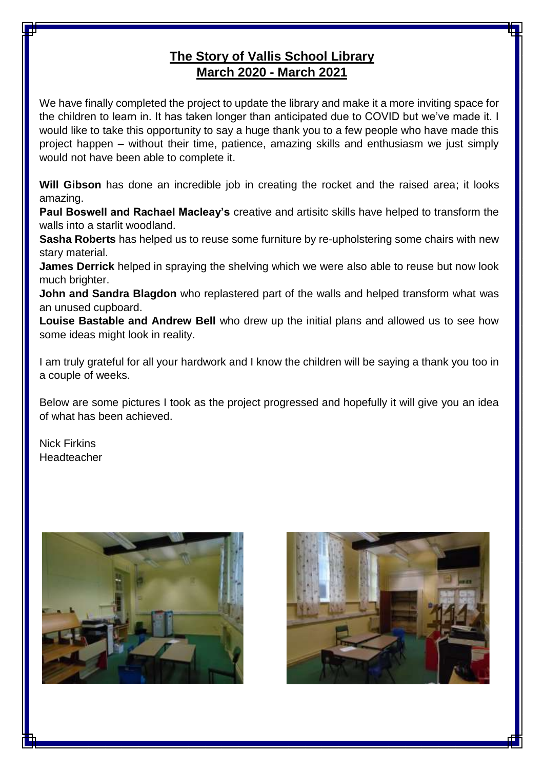# The Story of Vallis School Library
## March 2020 - March 2021

We have finally completed the project to update the library and make it a more inviting space for the children to learn in. It has taken longer than anticipated due to COVID but we've made it. I would like to take this opportunity to say a huge thank you to a few people who have made this project happen – without their time, patience, amazing skills and enthusiasm we just simply would not have been able to complete it.

**Will Gibson** has done an incredible job in creating the rocket and the raised area; it looks amazing.
**Paul Boswell and Rachael Macleay's** creative and artisitc skills have helped to transform the walls into a starlit woodland.
**Sasha Roberts** has helped us to reuse some furniture by re-upholstering some chairs with new stary material.
**James Derrick** helped in spraying the shelving which we were also able to reuse but now look much brighter.
**John and Sandra Blagdon** who replastered part of the walls and helped transform what was an unused cupboard.
**Louise Bastable and Andrew Bell** who drew up the initial plans and allowed us to see how some ideas might look in reality.

I am truly grateful for all your hardwork and I know the children will be saying a thank you too in a couple of weeks.

Below are some pictures I took as the project progressed and hopefully it will give you an idea of what has been achieved.

Nick Firkins
Headteacher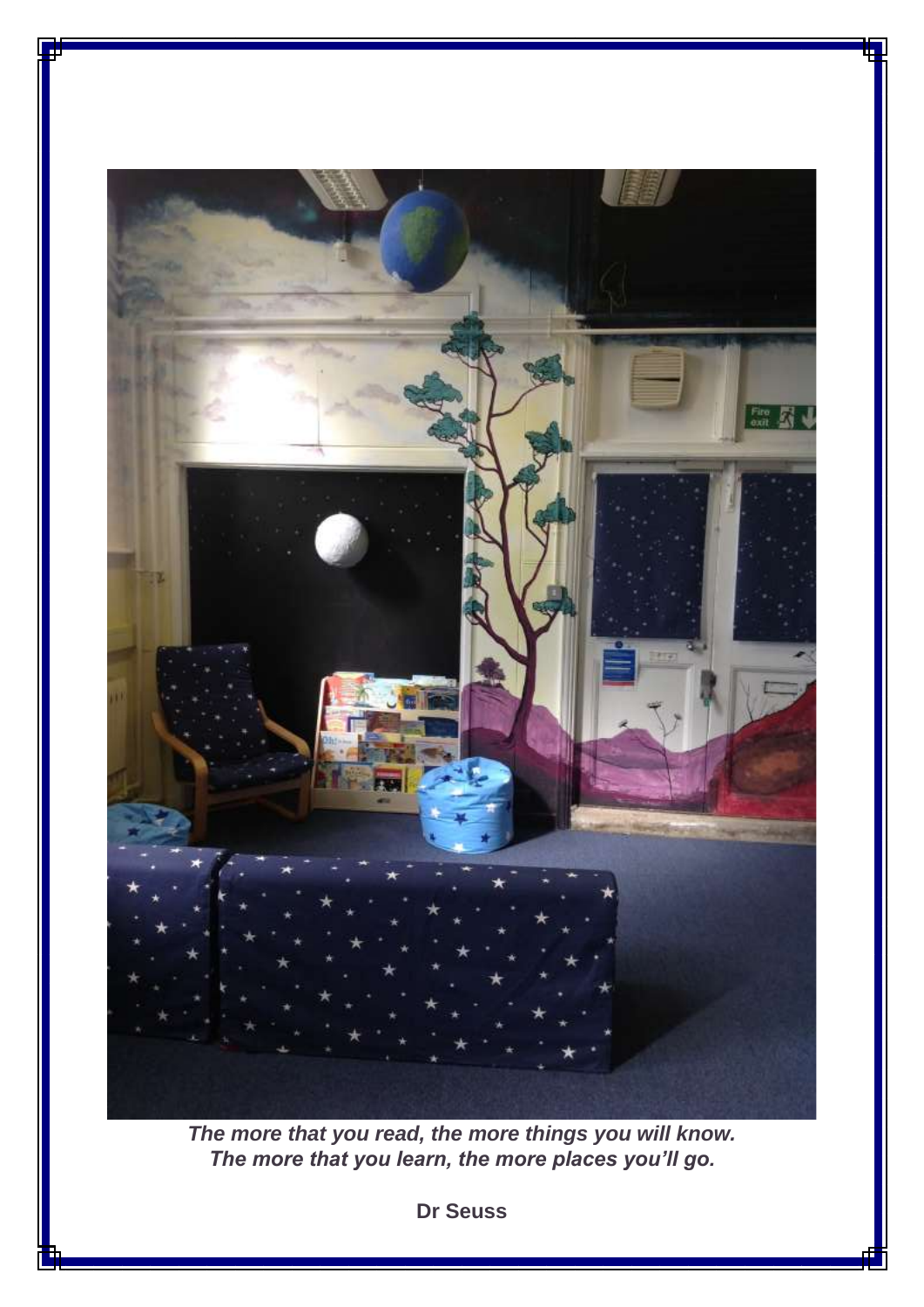*The more that you read, the more things you will know.*
*The more that you learn, the more places you'll go.*

**Dr Seuss**